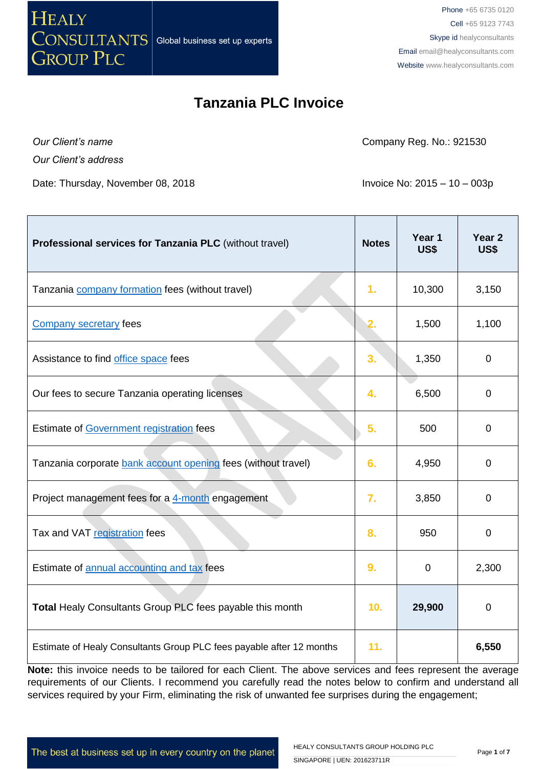HEALY CONSULTANTS GROUP PLC

Global business set up experts

Phone +65 6735 0120
Cell +65 9123 7743
Skype id healyconsultants
Email email@healyconsultants.com
Website www.healyconsultants.com

# Tanzania PLC Invoice

*Our Client's name*

*Our Client's address*

Company Reg. No.: 921530

Date: Thursday, November 08, 2018

Invoice No: 2015 – 10 – 003p

| **Professional services for Tanzania PLC** (without travel) | **Notes** | **Year 1 US$** | **Year 2 US$** |
|---|---|---|---|
| Tanzania company formation fees (without travel) | 1. | 10,300 | 3,150 |
| Company secretary fees | 2. | 1,500 | 1,100 |
| Assistance to find office space fees | 3. | 1,350 | 0 |
| Our fees to secure Tanzania operating licenses | 4. | 6,500 | 0 |
| Estimate of Government registration fees | 5. | 500 | 0 |
| Tanzania corporate bank account opening fees (without travel) | 6. | 4,950 | 0 |
| Project management fees for a 4-month engagement | 7. | 3,850 | 0 |
| Tax and VAT registration fees | 8. | 950 | 0 |
| Estimate of annual accounting and tax fees | 9. | 0 | 2,300 |
| **Total** Healy Consultants Group PLC fees payable this month | 10. | **29,900** | 0 |
| Estimate of Healy Consultants Group PLC fees payable after 12 months | 11. | | **6,550** |

**Note:** this invoice needs to be tailored for each Client. The above services and fees represent the average requirements of our Clients. I recommend you carefully read the notes below to confirm and understand all services required by your Firm, eliminating the risk of unwanted fee surprises during the engagement;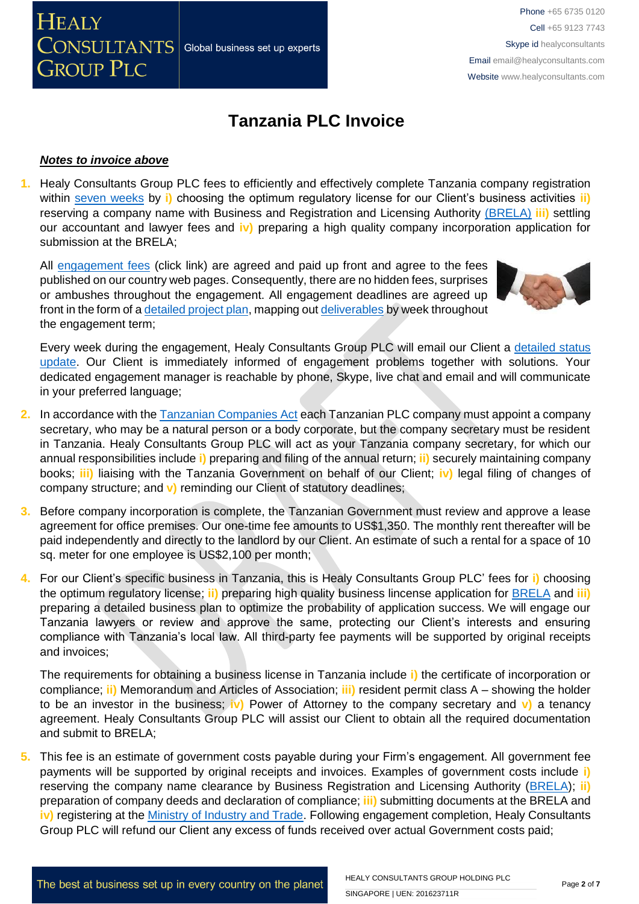# Tanzania PLC Invoice

***Notes to invoice above***

1. Healy Consultants Group PLC fees to efficiently and effectively complete Tanzania company registration within seven weeks by **i)** choosing the optimum regulatory license for our Client's business activities **ii)** reserving a company name with Business and Registration and Licensing Authority (BRELA) **iii)** settling our accountant and lawyer fees and **iv)** preparing a high quality company incorporation application for submission at the BRELA;

   All engagement fees (click link) are agreed and paid up front and agree to the fees published on our country web pages. Consequently, there are no hidden fees, surprises or ambushes throughout the engagement. All engagement deadlines are agreed up front in the form of a detailed project plan, mapping out deliverables by week throughout the engagement term;

   Every week during the engagement, Healy Consultants Group PLC will email our Client a detailed status update. Our Client is immediately informed of engagement problems together with solutions. Your dedicated engagement manager is reachable by phone, Skype, live chat and email and will communicate in your preferred language;

2. In accordance with the Tanzanian Companies Act each Tanzanian PLC company must appoint a company secretary, who may be a natural person or a body corporate, but the company secretary must be resident in Tanzania. Healy Consultants Group PLC will act as your Tanzania company secretary, for which our annual responsibilities include **i)** preparing and filing of the annual return; **ii)** securely maintaining company books; **iii)** liaising with the Tanzania Government on behalf of our Client; **iv)** legal filing of changes of company structure; and **v)** reminding our Client of statutory deadlines;

3. Before company incorporation is complete, the Tanzanian Government must review and approve a lease agreement for office premises. Our one-time fee amounts to US$1,350. The monthly rent thereafter will be paid independently and directly to the landlord by our Client. An estimate of such a rental for a space of 10 sq. meter for one employee is US$2,100 per month;

4. For our Client's specific business in Tanzania, this is Healy Consultants Group PLC' fees for **i)** choosing the optimum regulatory license; **ii)** preparing high quality business lincense application for BRELA and **iii)** preparing a detailed business plan to optimize the probability of application success. We will engage our Tanzania lawyers or review and approve the same, protecting our Client's interests and ensuring compliance with Tanzania's local law. All third-party fee payments will be supported by original receipts and invoices;

   The requirements for obtaining a business license in Tanzania include **i)** the certificate of incorporation or compliance; **ii)** Memorandum and Articles of Association; **iii)** resident permit class A – showing the holder to be an investor in the business; **iv)** Power of Attorney to the company secretary and **v)** a tenancy agreement. Healy Consultants Group PLC will assist our Client to obtain all the required documentation and submit to BRELA;

5. This fee is an estimate of government costs payable during your Firm's engagement. All government fee payments will be supported by original receipts and invoices. Examples of government costs include **i)** reserving the company name clearance by Business Registration and Licensing Authority (BRELA); **ii)** preparation of company deeds and declaration of compliance; **iii)** submitting documents at the BRELA and **iv)** registering at the Ministry of Industry and Trade. Following engagement completion, Healy Consultants Group PLC will refund our Client any excess of funds received over actual Government costs paid;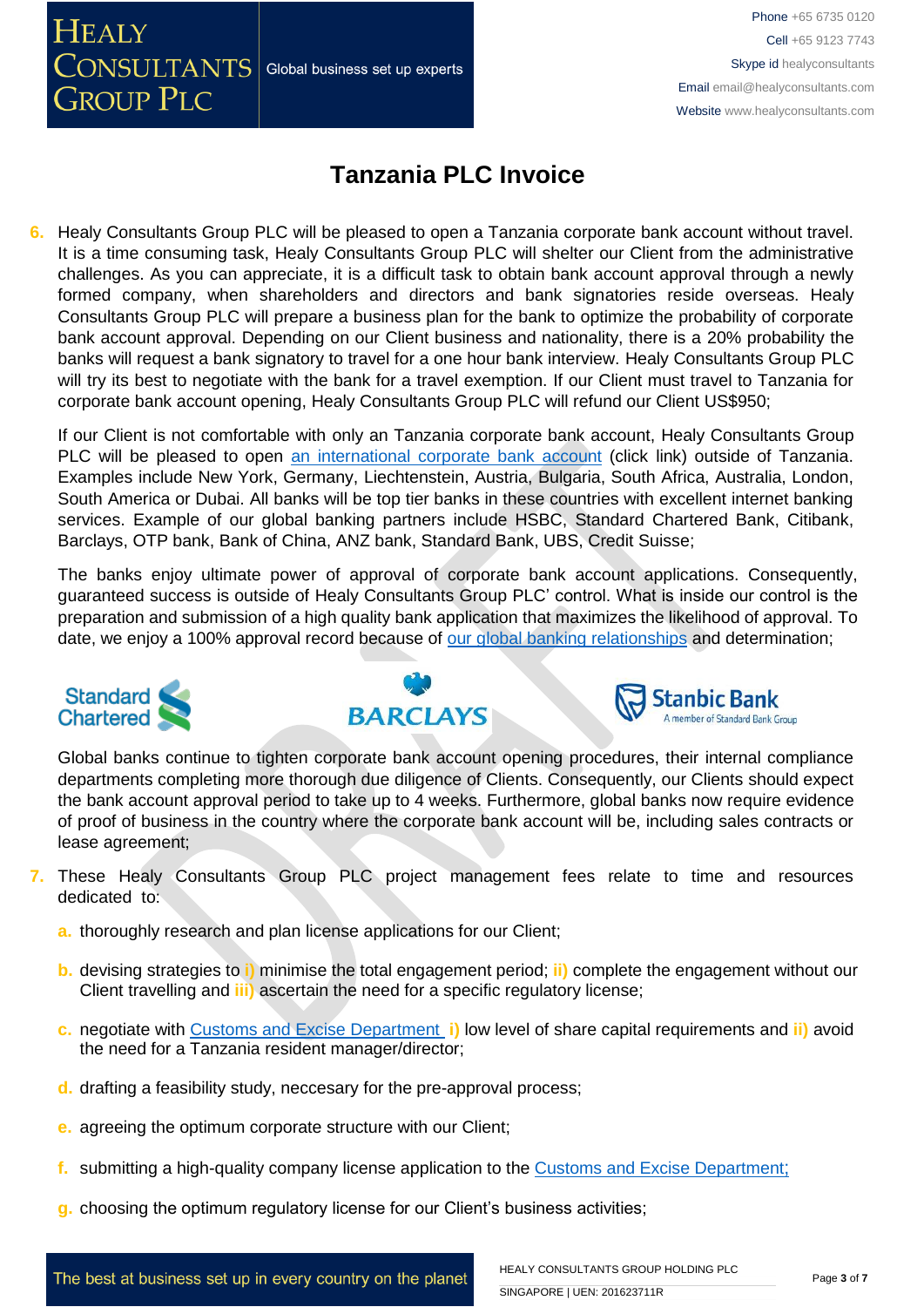# Tanzania PLC Invoice

6. Healy Consultants Group PLC will be pleased to open a Tanzania corporate bank account without travel. It is a time consuming task, Healy Consultants Group PLC will shelter our Client from the administrative challenges. As you can appreciate, it is a difficult task to obtain bank account approval through a newly formed company, when shareholders and directors and bank signatories reside overseas. Healy Consultants Group PLC will prepare a business plan for the bank to optimize the probability of corporate bank account approval. Depending on our Client business and nationality, there is a 20% probability the banks will request a bank signatory to travel for a one hour bank interview. Healy Consultants Group PLC will try its best to negotiate with the bank for a travel exemption. If our Client must travel to Tanzania for corporate bank account opening, Healy Consultants Group PLC will refund our Client US$950;

   If our Client is not comfortable with only an Tanzania corporate bank account, Healy Consultants Group PLC will be pleased to open [an international corporate bank account](#) (click link) outside of Tanzania. Examples include New York, Germany, Liechtenstein, Austria, Bulgaria, South Africa, Australia, London, South America or Dubai. All banks will be top tier banks in these countries with excellent internet banking services. Example of our global banking partners include HSBC, Standard Chartered Bank, Citibank, Barclays, OTP bank, Bank of China, ANZ bank, Standard Bank, UBS, Credit Suisse;

   The banks enjoy ultimate power of approval of corporate bank account applications. Consequently, guaranteed success is outside of Healy Consultants Group PLC' control. What is inside our control is the preparation and submission of a high quality bank application that maximizes the likelihood of approval. To date, we enjoy a 100% approval record because of [our global banking relationships](#) and determination;

   Global banks continue to tighten corporate bank account opening procedures, their internal compliance departments completing more thorough due diligence of Clients. Consequently, our Clients should expect the bank account approval period to take up to 4 weeks. Furthermore, global banks now require evidence of proof of business in the country where the corporate bank account will be, including sales contracts or lease agreement;

7. These Healy Consultants Group PLC project management fees relate to time and resources dedicated to:

   a. thoroughly research and plan license applications for our Client;

   b. devising strategies to i) minimise the total engagement period; ii) complete the engagement without our Client travelling and iii) ascertain the need for a specific regulatory license;

   c. negotiate with [Customs and Excise Department](#) i) low level of share capital requirements and ii) avoid the need for a Tanzania resident manager/director;

   d. drafting a feasibility study, neccesary for the pre-approval process;

   e. agreeing the optimum corporate structure with our Client;

   f. submitting a high-quality company license application to the [Customs and Excise Department;](#)

   g. choosing the optimum regulatory license for our Client's business activities;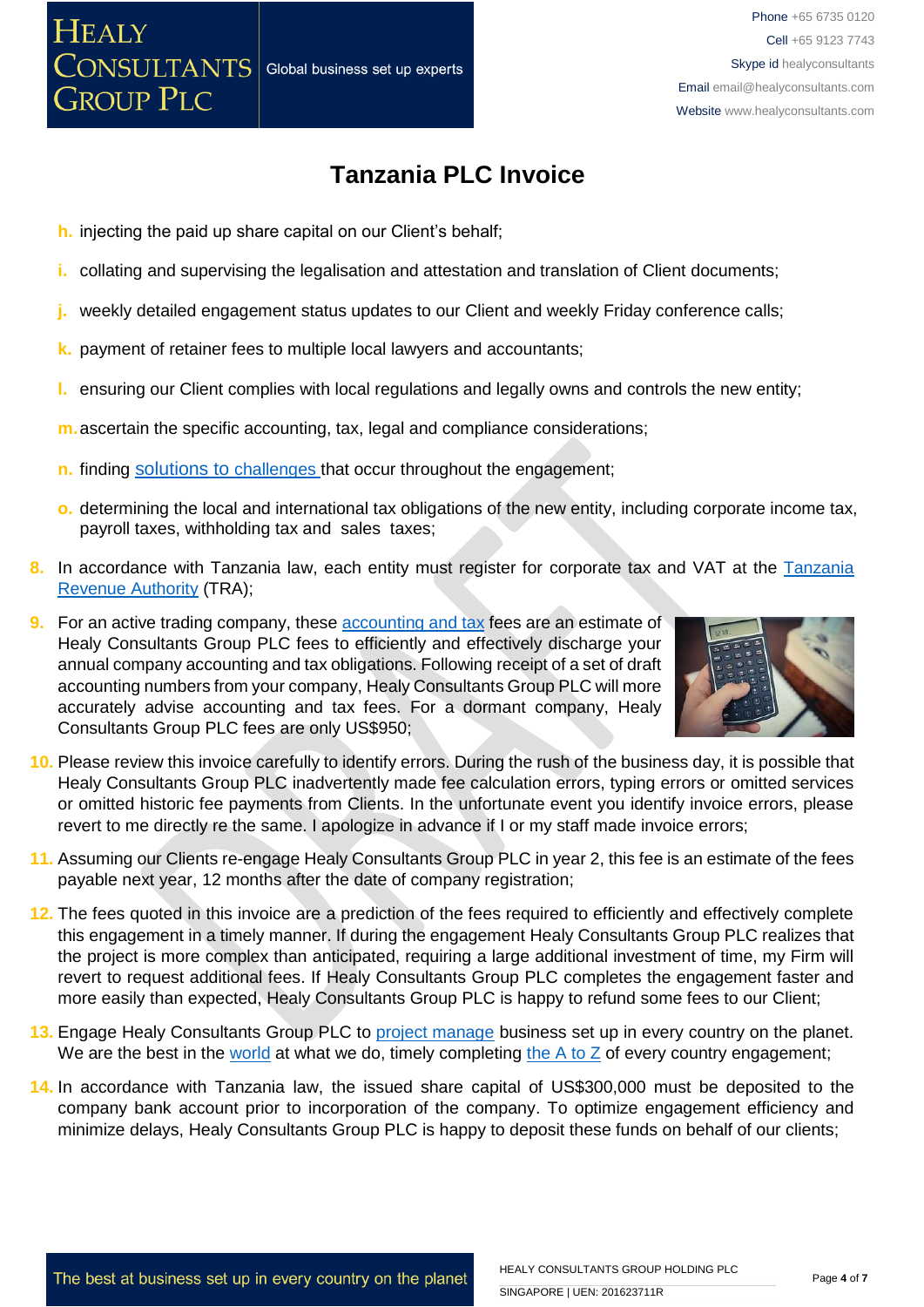# Tanzania PLC Invoice

h. injecting the paid up share capital on our Client's behalf;

i. collating and supervising the legalisation and attestation and translation of Client documents;

j. weekly detailed engagement status updates to our Client and weekly Friday conference calls;

k. payment of retainer fees to multiple local lawyers and accountants;

l. ensuring our Client complies with local regulations and legally owns and controls the new entity;

m. ascertain the specific accounting, tax, legal and compliance considerations;

n. finding solutions to challenges that occur throughout the engagement;

o. determining the local and international tax obligations of the new entity, including corporate income tax, payroll taxes, withholding tax and sales taxes;

8. In accordance with Tanzania law, each entity must register for corporate tax and VAT at the Tanzania Revenue Authority (TRA);

9. For an active trading company, these accounting and tax fees are an estimate of Healy Consultants Group PLC fees to efficiently and effectively discharge your annual company accounting and tax obligations. Following receipt of a set of draft accounting numbers from your company, Healy Consultants Group PLC will more accurately advise accounting and tax fees. For a dormant company, Healy Consultants Group PLC fees are only US$950;

10. Please review this invoice carefully to identify errors. During the rush of the business day, it is possible that Healy Consultants Group PLC inadvertently made fee calculation errors, typing errors or omitted services or omitted historic fee payments from Clients. In the unfortunate event you identify invoice errors, please revert to me directly re the same. I apologize in advance if I or my staff made invoice errors;

11. Assuming our Clients re-engage Healy Consultants Group PLC in year 2, this fee is an estimate of the fees payable next year, 12 months after the date of company registration;

12. The fees quoted in this invoice are a prediction of the fees required to efficiently and effectively complete this engagement in a timely manner. If during the engagement Healy Consultants Group PLC realizes that the project is more complex than anticipated, requiring a large additional investment of time, my Firm will revert to request additional fees. If Healy Consultants Group PLC completes the engagement faster and more easily than expected, Healy Consultants Group PLC is happy to refund some fees to our Client;

13. Engage Healy Consultants Group PLC to project manage business set up in every country on the planet. We are the best in the world at what we do, timely completing the A to Z of every country engagement;

14. In accordance with Tanzania law, the issued share capital of US$300,000 must be deposited to the company bank account prior to incorporation of the company. To optimize engagement efficiency and minimize delays, Healy Consultants Group PLC is happy to deposit these funds on behalf of our clients;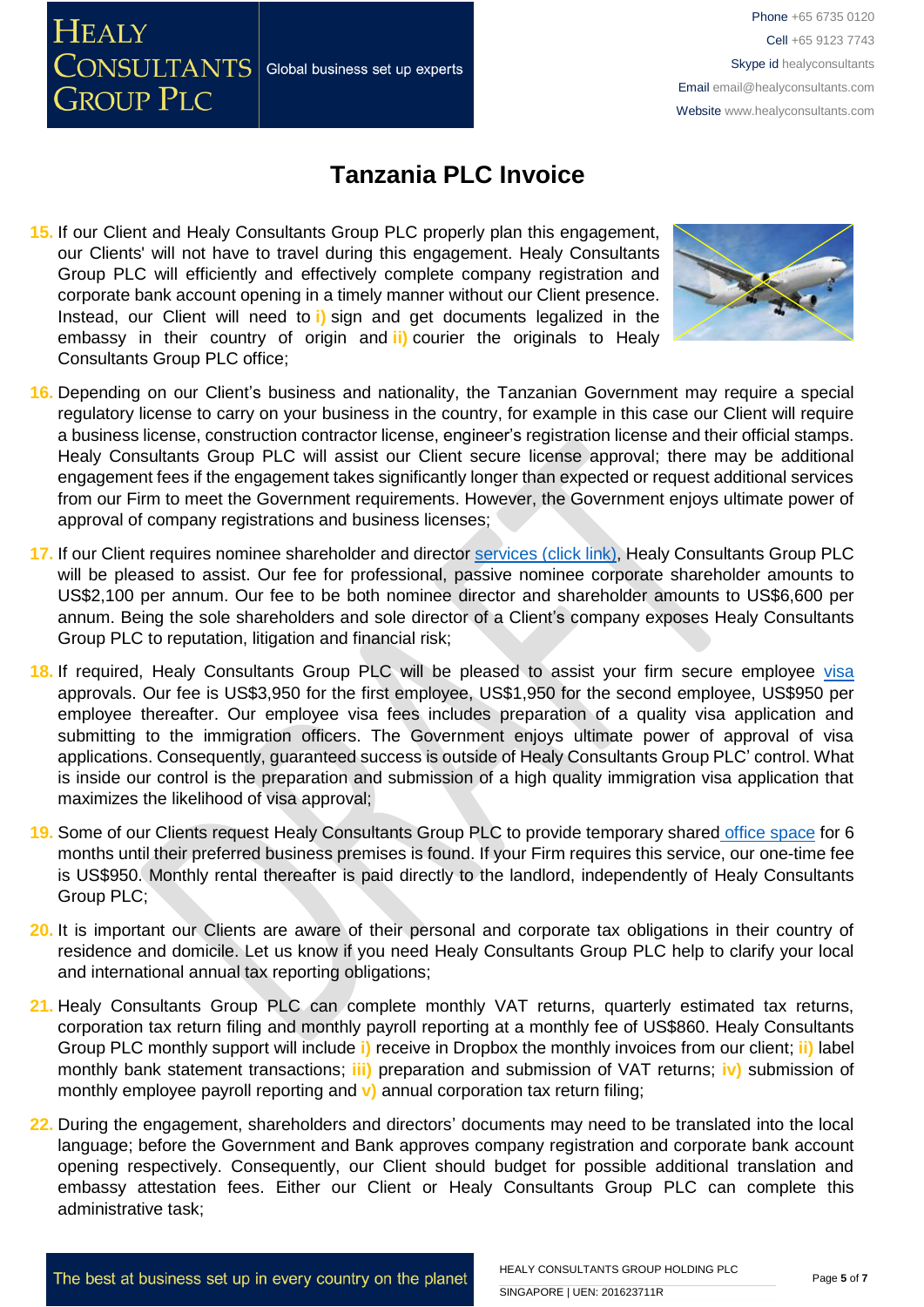# Tanzania PLC Invoice

15. If our Client and Healy Consultants Group PLC properly plan this engagement, our Clients' will not have to travel during this engagement. Healy Consultants Group PLC will efficiently and effectively complete company registration and corporate bank account opening in a timely manner without our Client presence. Instead, our Client will need to **i)** sign and get documents legalized in the embassy in their country of origin and **ii)** courier the originals to Healy Consultants Group PLC office;

16. Depending on our Client's business and nationality, the Tanzanian Government may require a special regulatory license to carry on your business in the country, for example in this case our Client will require a business license, construction contractor license, engineer's registration license and their official stamps. Healy Consultants Group PLC will assist our Client secure license approval; there may be additional engagement fees if the engagement takes significantly longer than expected or request additional services from our Firm to meet the Government requirements. However, the Government enjoys ultimate power of approval of company registrations and business licenses;

17. If our Client requires nominee shareholder and director services (click link), Healy Consultants Group PLC will be pleased to assist. Our fee for professional, passive nominee corporate shareholder amounts to US$2,100 per annum. Our fee to be both nominee director and shareholder amounts to US$6,600 per annum. Being the sole shareholders and sole director of a Client's company exposes Healy Consultants Group PLC to reputation, litigation and financial risk;

18. If required, Healy Consultants Group PLC will be pleased to assist your firm secure employee visa approvals. Our fee is US$3,950 for the first employee, US$1,950 for the second employee, US$950 per employee thereafter. Our employee visa fees includes preparation of a quality visa application and submitting to the immigration officers. The Government enjoys ultimate power of approval of visa applications. Consequently, guaranteed success is outside of Healy Consultants Group PLC' control. What is inside our control is the preparation and submission of a high quality immigration visa application that maximizes the likelihood of visa approval;

19. Some of our Clients request Healy Consultants Group PLC to provide temporary shared office space for 6 months until their preferred business premises is found. If your Firm requires this service, our one-time fee is US$950. Monthly rental thereafter is paid directly to the landlord, independently of Healy Consultants Group PLC;

20. It is important our Clients are aware of their personal and corporate tax obligations in their country of residence and domicile. Let us know if you need Healy Consultants Group PLC help to clarify your local and international annual tax reporting obligations;

21. Healy Consultants Group PLC can complete monthly VAT returns, quarterly estimated tax returns, corporation tax return filing and monthly payroll reporting at a monthly fee of US$860. Healy Consultants Group PLC monthly support will include **i)** receive in Dropbox the monthly invoices from our client; **ii)** label monthly bank statement transactions; **iii)** preparation and submission of VAT returns; **iv)** submission of monthly employee payroll reporting and **v)** annual corporation tax return filing;

22. During the engagement, shareholders and directors' documents may need to be translated into the local language; before the Government and Bank approves company registration and corporate bank account opening respectively. Consequently, our Client should budget for possible additional translation and embassy attestation fees. Either our Client or Healy Consultants Group PLC can complete this administrative task;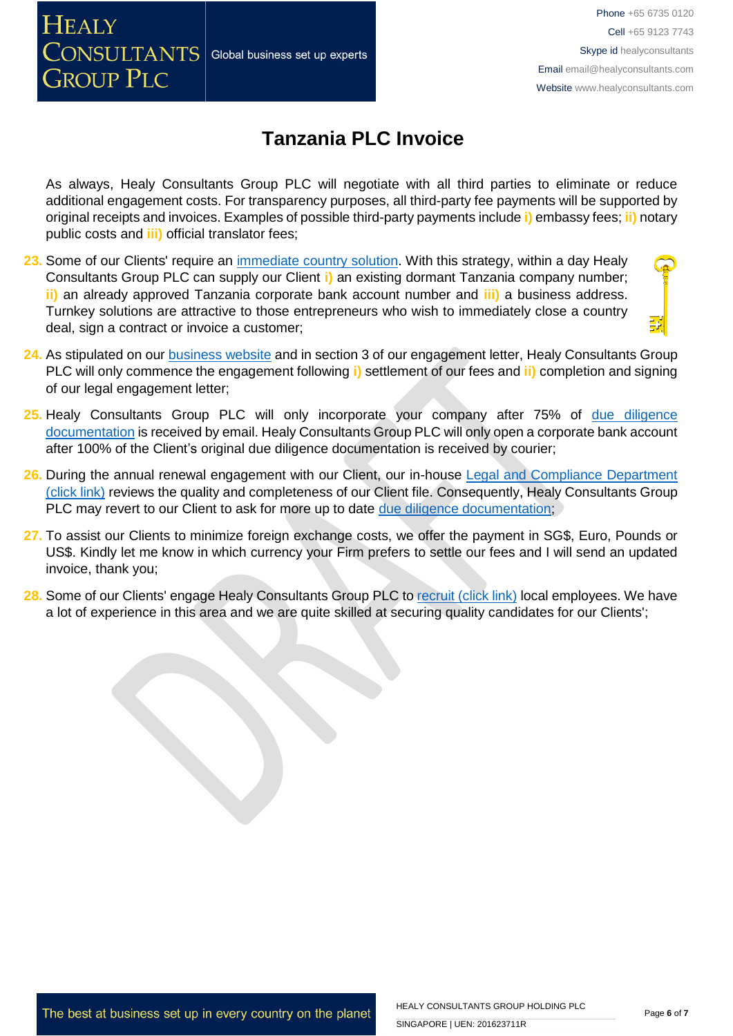# Tanzania PLC Invoice

As always, Healy Consultants Group PLC will negotiate with all third parties to eliminate or reduce additional engagement costs. For transparency purposes, all third-party fee payments will be supported by original receipts and invoices. Examples of possible third-party payments include **i)** embassy fees; **ii)** notary public costs and **iii)** official translator fees;

23. Some of our Clients' require an immediate country solution. With this strategy, within a day Healy Consultants Group PLC can supply our Client **i)** an existing dormant Tanzania company number; **ii)** an already approved Tanzania corporate bank account number and **iii)** a business address. Turnkey solutions are attractive to those entrepreneurs who wish to immediately close a country deal, sign a contract or invoice a customer;

24. As stipulated on our business website and in section 3 of our engagement letter, Healy Consultants Group PLC will only commence the engagement following **i)** settlement of our fees and **ii)** completion and signing of our legal engagement letter;

25. Healy Consultants Group PLC will only incorporate your company after 75% of due diligence documentation is received by email. Healy Consultants Group PLC will only open a corporate bank account after 100% of the Client's original due diligence documentation is received by courier;

26. During the annual renewal engagement with our Client, our in-house Legal and Compliance Department (click link) reviews the quality and completeness of our Client file. Consequently, Healy Consultants Group PLC may revert to our Client to ask for more up to date due diligence documentation;

27. To assist our Clients to minimize foreign exchange costs, we offer the payment in SG$, Euro, Pounds or US$. Kindly let me know in which currency your Firm prefers to settle our fees and I will send an updated invoice, thank you;

28. Some of our Clients' engage Healy Consultants Group PLC to recruit (click link) local employees. We have a lot of experience in this area and we are quite skilled at securing quality candidates for our Clients';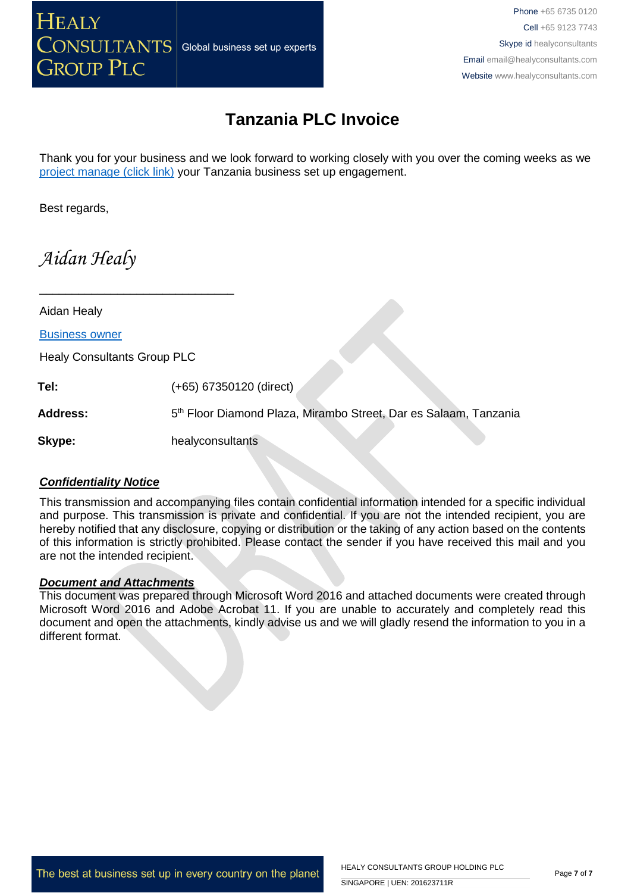# Tanzania PLC Invoice

Thank you for your business and we look forward to working closely with you over the coming weeks as we project manage (click link) your Tanzania business set up engagement.

Best regards,

*Aidan Healy*

______________________________

Aidan Healy

Business owner

Healy Consultants Group PLC

| | |
|---|---|
| **Tel:** | (+65) 67350120 (direct) |
| **Address:** | 5th Floor Diamond Plaza, Mirambo Street, Dar es Salaam, Tanzania |
| **Skype:** | healyconsultants |

***Confidentiality Notice***

This transmission and accompanying files contain confidential information intended for a specific individual and purpose. This transmission is private and confidential. If you are not the intended recipient, you are hereby notified that any disclosure, copying or distribution or the taking of any action based on the contents of this information is strictly prohibited. Please contact the sender if you have received this mail and you are not the intended recipient.

***Document and Attachments***

This document was prepared through Microsoft Word 2016 and attached documents were created through Microsoft Word 2016 and Adobe Acrobat 11. If you are unable to accurately and completely read this document and open the attachments, kindly advise us and we will gladly resend the information to you in a different format.